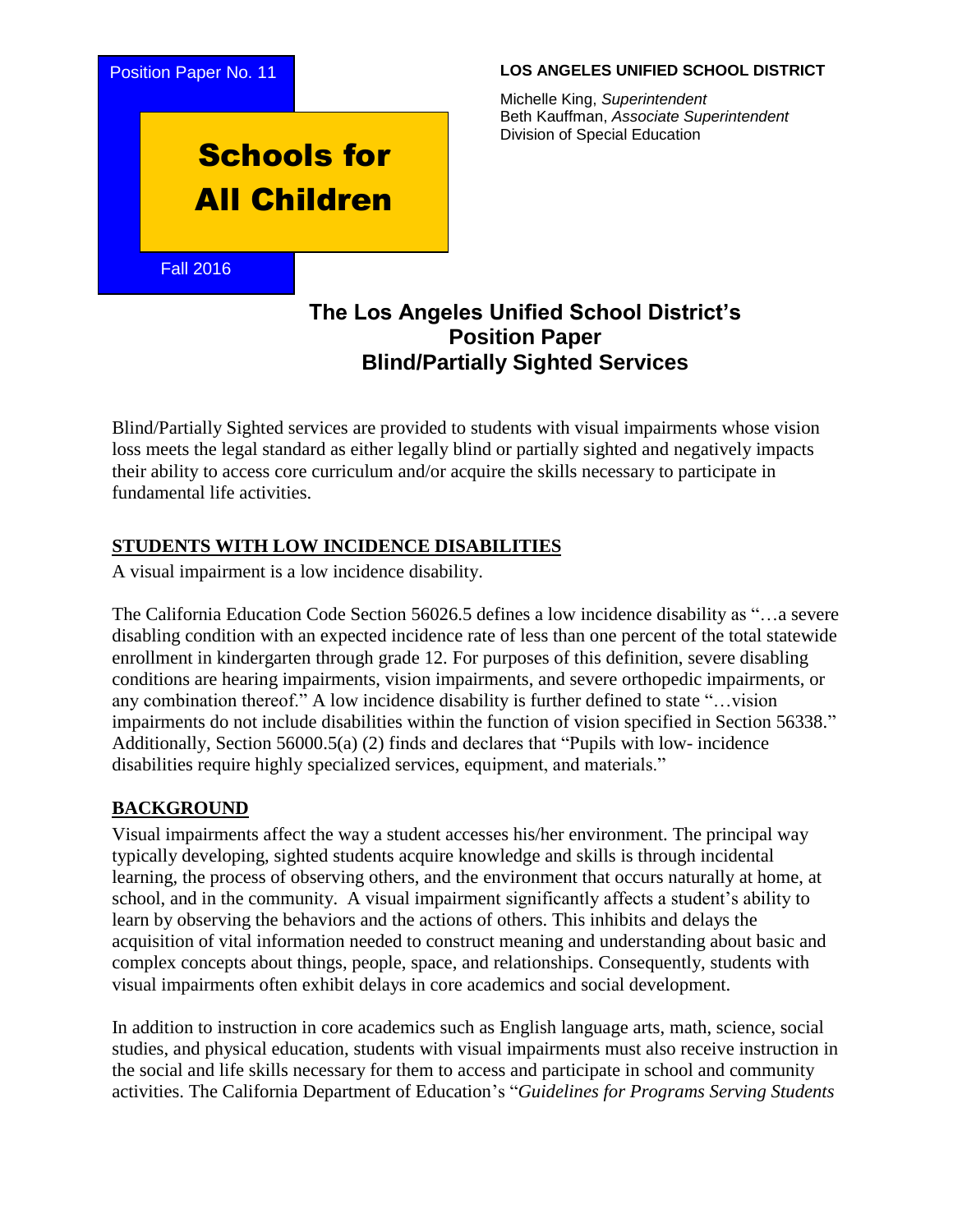Position Paper No. 11

# Schools for All Children

Fall 2016

**LOS ANGELES UNIFIED SCHOOL DISTRICT**

Michelle King, *Superintendent*
Beth Kauffman, *Associate Superintendent*
Division of Special Education

## The Los Angeles Unified School District's Position Paper Blind/Partially Sighted Services

Blind/Partially Sighted services are provided to students with visual impairments whose vision loss meets the legal standard as either legally blind or partially sighted and negatively impacts their ability to access core curriculum and/or acquire the skills necessary to participate in fundamental life activities.

### STUDENTS WITH LOW INCIDENCE DISABILITIES

A visual impairment is a low incidence disability.

The California Education Code Section 56026.5 defines a low incidence disability as "…a severe disabling condition with an expected incidence rate of less than one percent of the total statewide enrollment in kindergarten through grade 12. For purposes of this definition, severe disabling conditions are hearing impairments, vision impairments, and severe orthopedic impairments, or any combination thereof." A low incidence disability is further defined to state "…vision impairments do not include disabilities within the function of vision specified in Section 56338." Additionally, Section 56000.5(a) (2) finds and declares that "Pupils with low- incidence disabilities require highly specialized services, equipment, and materials."

### BACKGROUND

Visual impairments affect the way a student accesses his/her environment. The principal way typically developing, sighted students acquire knowledge and skills is through incidental learning, the process of observing others, and the environment that occurs naturally at home, at school, and in the community. A visual impairment significantly affects a student's ability to learn by observing the behaviors and the actions of others. This inhibits and delays the acquisition of vital information needed to construct meaning and understanding about basic and complex concepts about things, people, space, and relationships. Consequently, students with visual impairments often exhibit delays in core academics and social development.

In addition to instruction in core academics such as English language arts, math, science, social studies, and physical education, students with visual impairments must also receive instruction in the social and life skills necessary for them to access and participate in school and community activities. The California Department of Education's "*Guidelines for Programs Serving Students*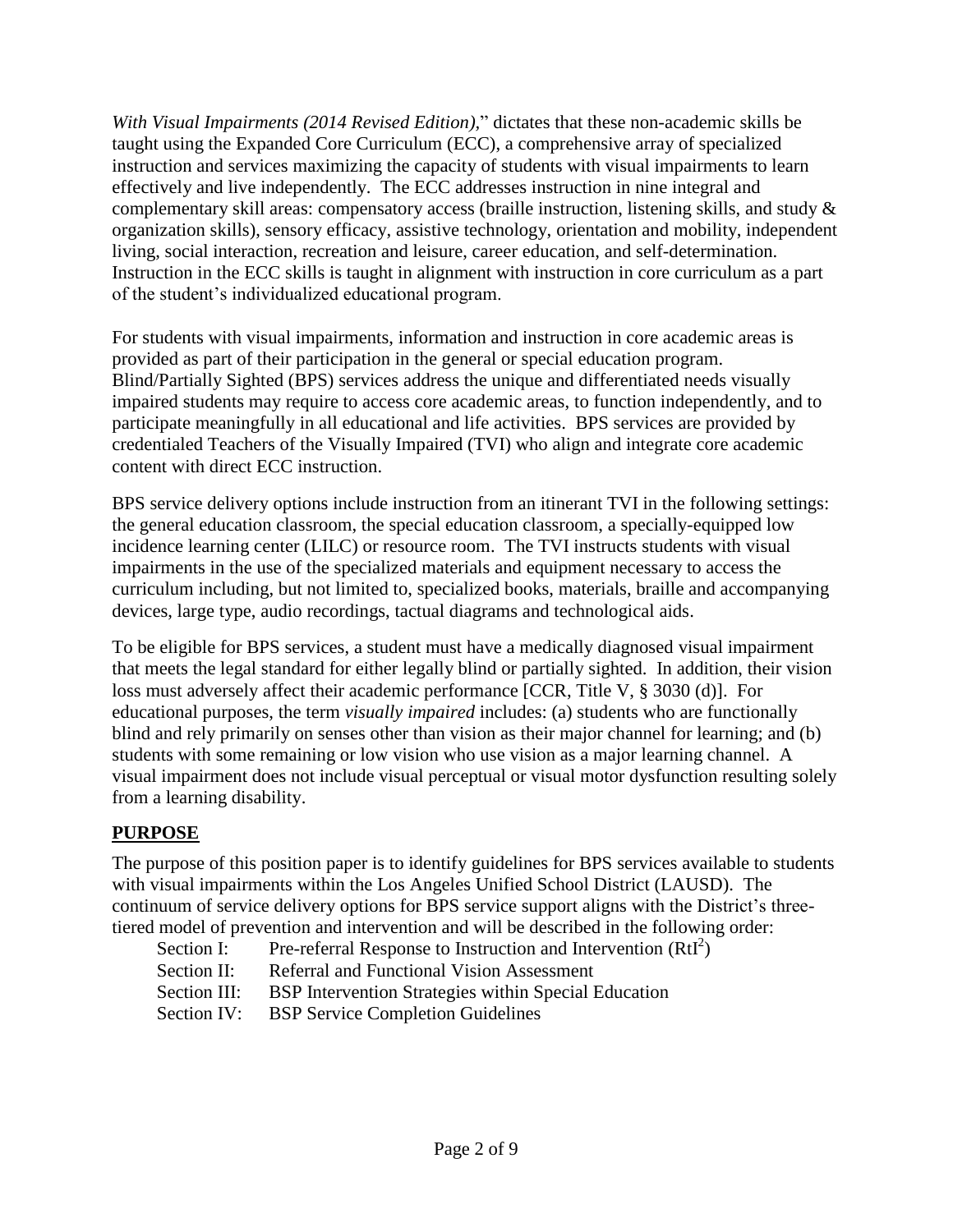*With Visual Impairments (2014 Revised Edition),*" dictates that these non-academic skills be taught using the Expanded Core Curriculum (ECC), a comprehensive array of specialized instruction and services maximizing the capacity of students with visual impairments to learn effectively and live independently. The ECC addresses instruction in nine integral and complementary skill areas: compensatory access (braille instruction, listening skills, and study & organization skills), sensory efficacy, assistive technology, orientation and mobility, independent living, social interaction, recreation and leisure, career education, and self-determination. Instruction in the ECC skills is taught in alignment with instruction in core curriculum as a part of the student's individualized educational program.

For students with visual impairments, information and instruction in core academic areas is provided as part of their participation in the general or special education program. Blind/Partially Sighted (BPS) services address the unique and differentiated needs visually impaired students may require to access core academic areas, to function independently, and to participate meaningfully in all educational and life activities. BPS services are provided by credentialed Teachers of the Visually Impaired (TVI) who align and integrate core academic content with direct ECC instruction.

BPS service delivery options include instruction from an itinerant TVI in the following settings: the general education classroom, the special education classroom, a specially-equipped low incidence learning center (LILC) or resource room. The TVI instructs students with visual impairments in the use of the specialized materials and equipment necessary to access the curriculum including, but not limited to, specialized books, materials, braille and accompanying devices, large type, audio recordings, tactual diagrams and technological aids.

To be eligible for BPS services, a student must have a medically diagnosed visual impairment that meets the legal standard for either legally blind or partially sighted. In addition, their vision loss must adversely affect their academic performance [CCR, Title V, § 3030 (d)]. For educational purposes, the term *visually impaired* includes: (a) students who are functionally blind and rely primarily on senses other than vision as their major channel for learning; and (b) students with some remaining or low vision who use vision as a major learning channel. A visual impairment does not include visual perceptual or visual motor dysfunction resulting solely from a learning disability.

## PURPOSE

The purpose of this position paper is to identify guidelines for BPS services available to students with visual impairments within the Los Angeles Unified School District (LAUSD). The continuum of service delivery options for BPS service support aligns with the District's three-tiered model of prevention and intervention and will be described in the following order:

- Section I: Pre-referral Response to Instruction and Intervention ($RtI^2$)
- Section II: Referral and Functional Vision Assessment
- Section III: BSP Intervention Strategies within Special Education
- Section IV: BSP Service Completion Guidelines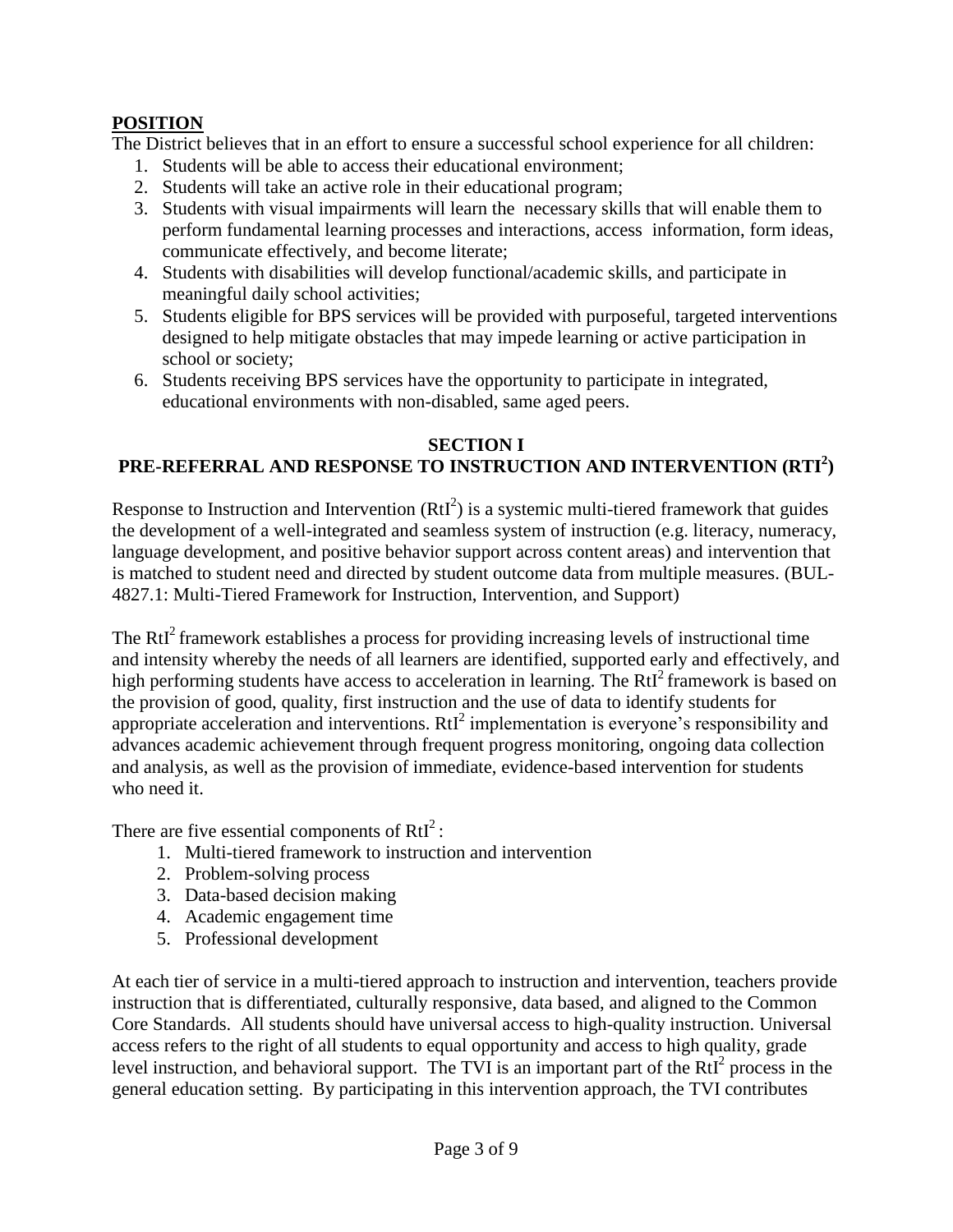**POSITION**

The District believes that in an effort to ensure a successful school experience for all children:

1. Students will be able to access their educational environment;
2. Students will take an active role in their educational program;
3. Students with visual impairments will learn the necessary skills that will enable them to perform fundamental learning processes and interactions, access information, form ideas, communicate effectively, and become literate;
4. Students with disabilities will develop functional/academic skills, and participate in meaningful daily school activities;
5. Students eligible for BPS services will be provided with purposeful, targeted interventions designed to help mitigate obstacles that may impede learning or active participation in school or society;
6. Students receiving BPS services have the opportunity to participate in integrated, educational environments with non-disabled, same aged peers.

## SECTION I
## PRE-REFERRAL AND RESPONSE TO INSTRUCTION AND INTERVENTION (RTI$^2$)

Response to Instruction and Intervention (RtI$^2$) is a systemic multi-tiered framework that guides the development of a well-integrated and seamless system of instruction (e.g. literacy, numeracy, language development, and positive behavior support across content areas) and intervention that is matched to student need and directed by student outcome data from multiple measures. (BUL-4827.1: Multi-Tiered Framework for Instruction, Intervention, and Support)

The RtI$^2$ framework establishes a process for providing increasing levels of instructional time and intensity whereby the needs of all learners are identified, supported early and effectively, and high performing students have access to acceleration in learning. The RtI$^2$ framework is based on the provision of good, quality, first instruction and the use of data to identify students for appropriate acceleration and interventions. RtI$^2$ implementation is everyone's responsibility and advances academic achievement through frequent progress monitoring, ongoing data collection and analysis, as well as the provision of immediate, evidence-based intervention for students who need it.

There are five essential components of RtI$^2$:

1. Multi-tiered framework to instruction and intervention
2. Problem-solving process
3. Data-based decision making
4. Academic engagement time
5. Professional development

At each tier of service in a multi-tiered approach to instruction and intervention, teachers provide instruction that is differentiated, culturally responsive, data based, and aligned to the Common Core Standards. All students should have universal access to high-quality instruction. Universal access refers to the right of all students to equal opportunity and access to high quality, grade level instruction, and behavioral support. The TVI is an important part of the RtI$^2$ process in the general education setting. By participating in this intervention approach, the TVI contributes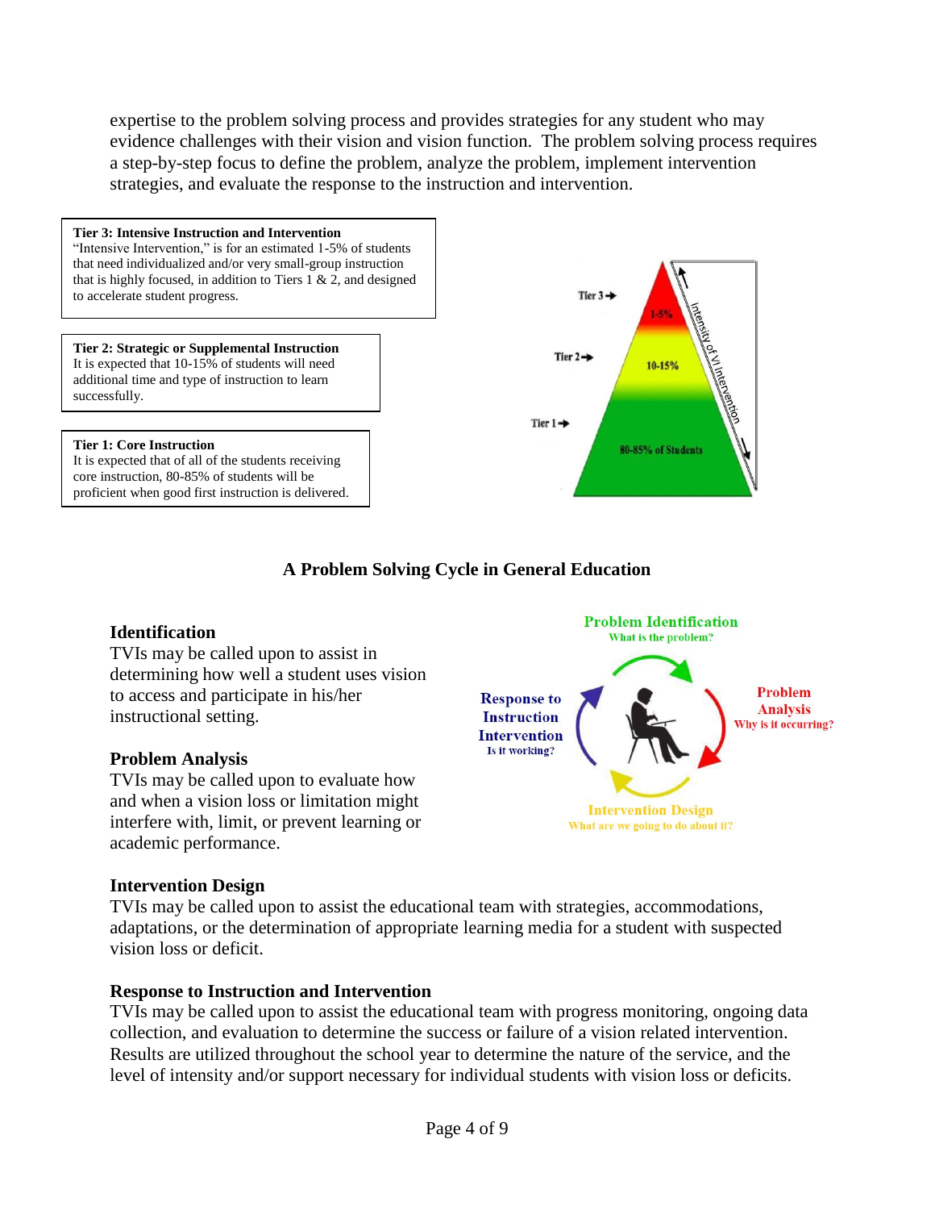expertise to the problem solving process and provides strategies for any student who may evidence challenges with their vision and vision function. The problem solving process requires a step-by-step focus to define the problem, analyze the problem, implement intervention strategies, and evaluate the response to the instruction and intervention.

**Tier 3: Intensive Instruction and Intervention**
"Intensive Intervention," is for an estimated 1-5% of students that need individualized and/or very small-group instruction that is highly focused, in addition to Tiers 1 & 2, and designed to accelerate student progress.

**Tier 2: Strategic or Supplemental Instruction**
It is expected that 10-15% of students will need additional time and type of instruction to learn successfully.

**Tier 1: Core Instruction**
It is expected that of all of the students receiving core instruction, 80-85% of students will be proficient when good first instruction is delivered.

Tier 3 → 1-5%
Tier 2 → 10-15%
Tier 1 → 80-85% of Students
Intensity of VI Intervention

### A Problem Solving Cycle in General Education

Problem Identification
What is the problem?

Problem Analysis
Why is it occurring?

Intervention Design
What are we going to do about it?

Response to Instruction Intervention
Is it working?

**Identification**
TVIs may be called upon to assist in determining how well a student uses vision to access and participate in his/her instructional setting.

**Problem Analysis**
TVIs may be called upon to evaluate how and when a vision loss or limitation might interfere with, limit, or prevent learning or academic performance.

**Intervention Design**
TVIs may be called upon to assist the educational team with strategies, accommodations, adaptations, or the determination of appropriate learning media for a student with suspected vision loss or deficit.

**Response to Instruction and Intervention**
TVIs may be called upon to assist the educational team with progress monitoring, ongoing data collection, and evaluation to determine the success or failure of a vision related intervention. Results are utilized throughout the school year to determine the nature of the service, and the level of intensity and/or support necessary for individual students with vision loss or deficits.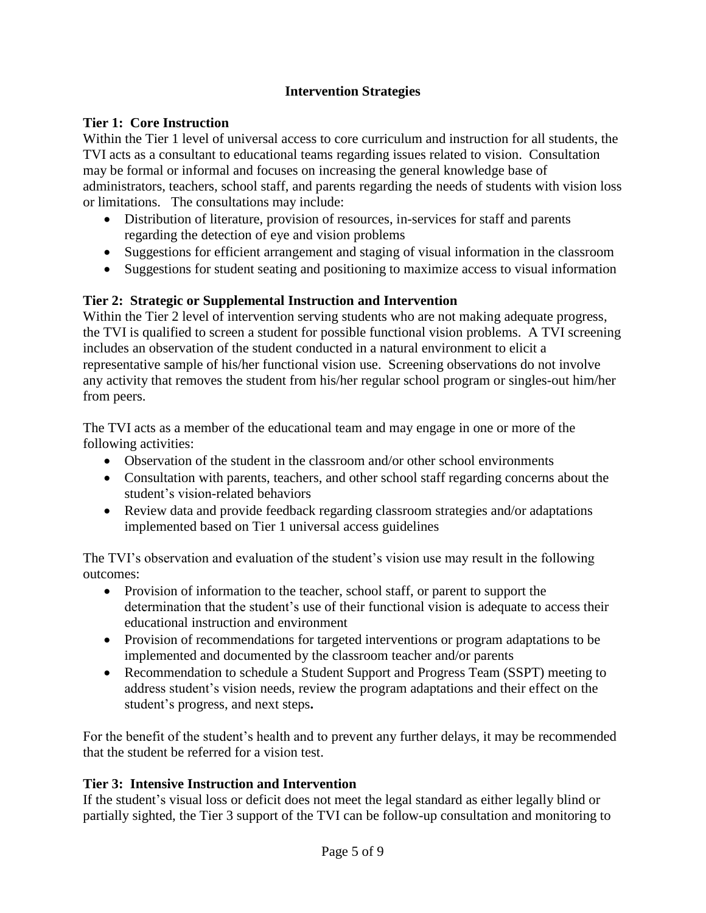## Intervention Strategies

### Tier 1: Core Instruction

Within the Tier 1 level of universal access to core curriculum and instruction for all students, the TVI acts as a consultant to educational teams regarding issues related to vision. Consultation may be formal or informal and focuses on increasing the general knowledge base of administrators, teachers, school staff, and parents regarding the needs of students with vision loss or limitations. The consultations may include:

- Distribution of literature, provision of resources, in-services for staff and parents regarding the detection of eye and vision problems
- Suggestions for efficient arrangement and staging of visual information in the classroom
- Suggestions for student seating and positioning to maximize access to visual information

### Tier 2: Strategic or Supplemental Instruction and Intervention

Within the Tier 2 level of intervention serving students who are not making adequate progress, the TVI is qualified to screen a student for possible functional vision problems. A TVI screening includes an observation of the student conducted in a natural environment to elicit a representative sample of his/her functional vision use. Screening observations do not involve any activity that removes the student from his/her regular school program or singles-out him/her from peers.

The TVI acts as a member of the educational team and may engage in one or more of the following activities:

- Observation of the student in the classroom and/or other school environments
- Consultation with parents, teachers, and other school staff regarding concerns about the student's vision-related behaviors
- Review data and provide feedback regarding classroom strategies and/or adaptations implemented based on Tier 1 universal access guidelines

The TVI's observation and evaluation of the student's vision use may result in the following outcomes:

- Provision of information to the teacher, school staff, or parent to support the determination that the student's use of their functional vision is adequate to access their educational instruction and environment
- Provision of recommendations for targeted interventions or program adaptations to be implemented and documented by the classroom teacher and/or parents
- Recommendation to schedule a Student Support and Progress Team (SSPT) meeting to address student's vision needs, review the program adaptations and their effect on the student's progress, and next steps**.**

For the benefit of the student's health and to prevent any further delays, it may be recommended that the student be referred for a vision test.

### Tier 3: Intensive Instruction and Intervention

If the student's visual loss or deficit does not meet the legal standard as either legally blind or partially sighted, the Tier 3 support of the TVI can be follow-up consultation and monitoring to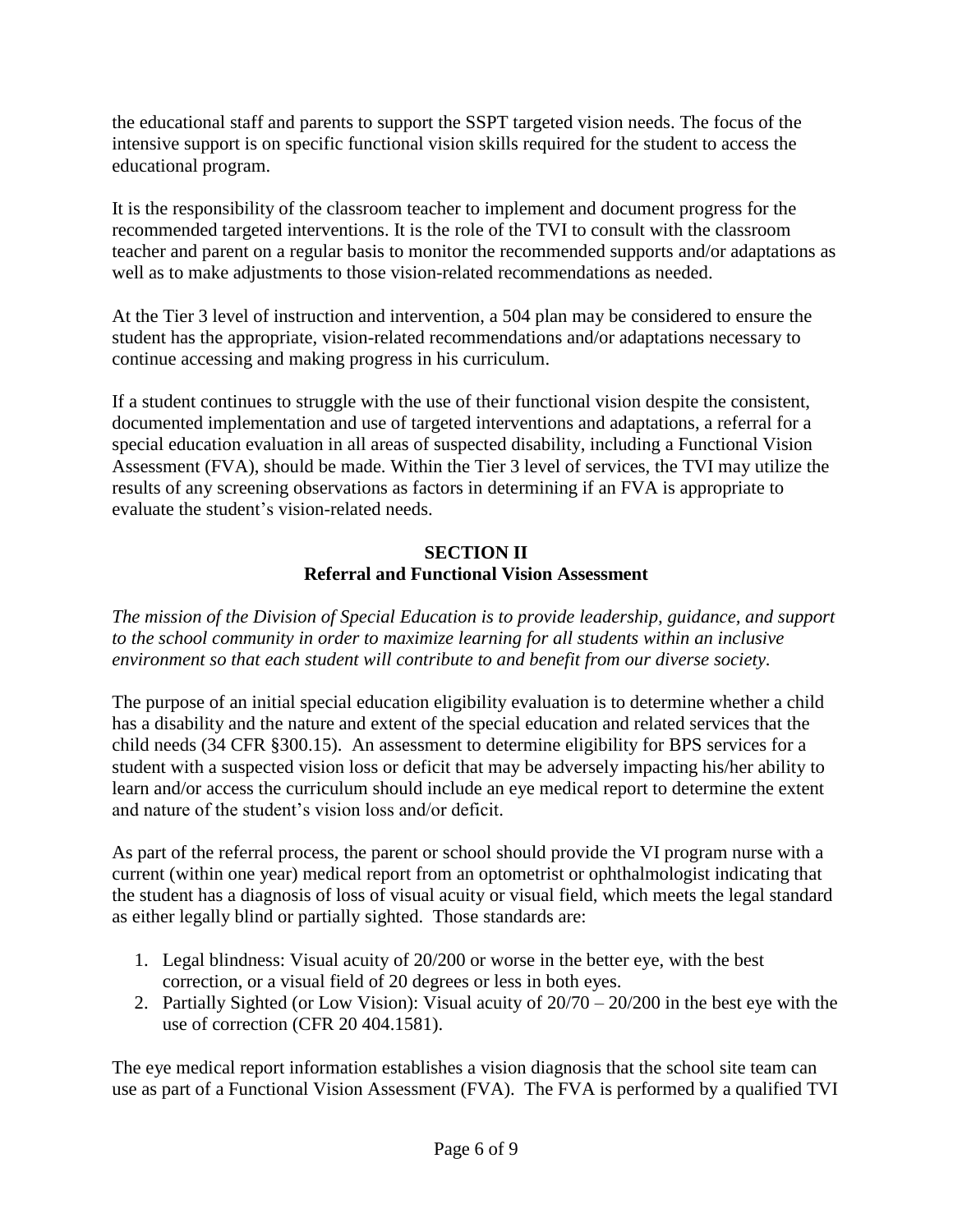the educational staff and parents to support the SSPT targeted vision needs. The focus of the intensive support is on specific functional vision skills required for the student to access the educational program.

It is the responsibility of the classroom teacher to implement and document progress for the recommended targeted interventions. It is the role of the TVI to consult with the classroom teacher and parent on a regular basis to monitor the recommended supports and/or adaptations as well as to make adjustments to those vision-related recommendations as needed.

At the Tier 3 level of instruction and intervention, a 504 plan may be considered to ensure the student has the appropriate, vision-related recommendations and/or adaptations necessary to continue accessing and making progress in his curriculum.

If a student continues to struggle with the use of their functional vision despite the consistent, documented implementation and use of targeted interventions and adaptations, a referral for a special education evaluation in all areas of suspected disability, including a Functional Vision Assessment (FVA), should be made. Within the Tier 3 level of services, the TVI may utilize the results of any screening observations as factors in determining if an FVA is appropriate to evaluate the student's vision-related needs.

## SECTION II
## Referral and Functional Vision Assessment

*The mission of the Division of Special Education is to provide leadership, guidance, and support to the school community in order to maximize learning for all students within an inclusive environment so that each student will contribute to and benefit from our diverse society.*

The purpose of an initial special education eligibility evaluation is to determine whether a child has a disability and the nature and extent of the special education and related services that the child needs (34 CFR §300.15). An assessment to determine eligibility for BPS services for a student with a suspected vision loss or deficit that may be adversely impacting his/her ability to learn and/or access the curriculum should include an eye medical report to determine the extent and nature of the student's vision loss and/or deficit.

As part of the referral process, the parent or school should provide the VI program nurse with a current (within one year) medical report from an optometrist or ophthalmologist indicating that the student has a diagnosis of loss of visual acuity or visual field, which meets the legal standard as either legally blind or partially sighted. Those standards are:

1. Legal blindness: Visual acuity of 20/200 or worse in the better eye, with the best correction, or a visual field of 20 degrees or less in both eyes.
2. Partially Sighted (or Low Vision): Visual acuity of 20/70 – 20/200 in the best eye with the use of correction (CFR 20 404.1581).

The eye medical report information establishes a vision diagnosis that the school site team can use as part of a Functional Vision Assessment (FVA). The FVA is performed by a qualified TVI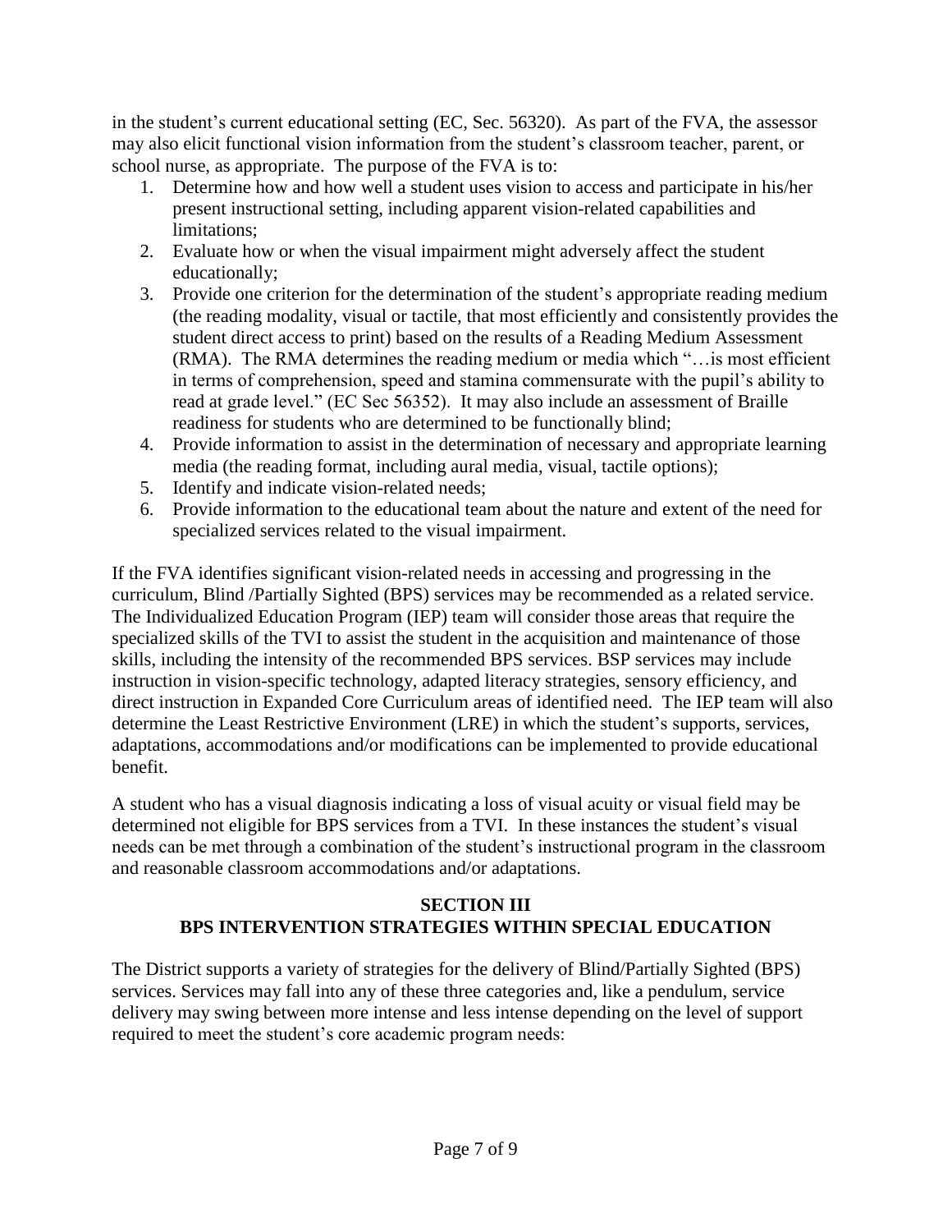in the student's current educational setting (EC, Sec. 56320). As part of the FVA, the assessor may also elicit functional vision information from the student's classroom teacher, parent, or school nurse, as appropriate. The purpose of the FVA is to:

1. Determine how and how well a student uses vision to access and participate in his/her present instructional setting, including apparent vision-related capabilities and limitations;
2. Evaluate how or when the visual impairment might adversely affect the student educationally;
3. Provide one criterion for the determination of the student's appropriate reading medium (the reading modality, visual or tactile, that most efficiently and consistently provides the student direct access to print) based on the results of a Reading Medium Assessment (RMA). The RMA determines the reading medium or media which "…is most efficient in terms of comprehension, speed and stamina commensurate with the pupil's ability to read at grade level." (EC Sec 56352). It may also include an assessment of Braille readiness for students who are determined to be functionally blind;
4. Provide information to assist in the determination of necessary and appropriate learning media (the reading format, including aural media, visual, tactile options);
5. Identify and indicate vision-related needs;
6. Provide information to the educational team about the nature and extent of the need for specialized services related to the visual impairment.

If the FVA identifies significant vision-related needs in accessing and progressing in the curriculum, Blind /Partially Sighted (BPS) services may be recommended as a related service. The Individualized Education Program (IEP) team will consider those areas that require the specialized skills of the TVI to assist the student in the acquisition and maintenance of those skills, including the intensity of the recommended BPS services. BSP services may include instruction in vision-specific technology, adapted literacy strategies, sensory efficiency, and direct instruction in Expanded Core Curriculum areas of identified need. The IEP team will also determine the Least Restrictive Environment (LRE) in which the student's supports, services, adaptations, accommodations and/or modifications can be implemented to provide educational benefit.

A student who has a visual diagnosis indicating a loss of visual acuity or visual field may be determined not eligible for BPS services from a TVI. In these instances the student's visual needs can be met through a combination of the student's instructional program in the classroom and reasonable classroom accommodations and/or adaptations.

## SECTION III
## BPS INTERVENTION STRATEGIES WITHIN SPECIAL EDUCATION

The District supports a variety of strategies for the delivery of Blind/Partially Sighted (BPS) services. Services may fall into any of these three categories and, like a pendulum, service delivery may swing between more intense and less intense depending on the level of support required to meet the student's core academic program needs: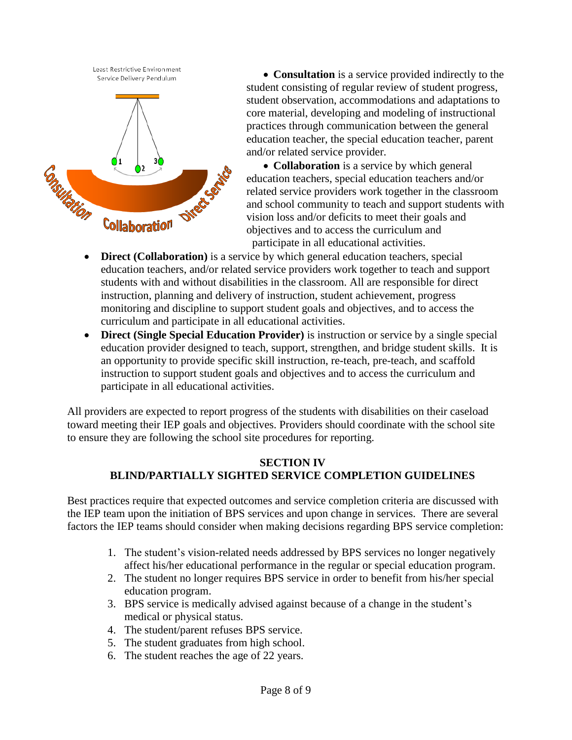- **Consultation** is a service provided indirectly to the student consisting of regular review of student progress, student observation, accommodations and adaptations to core material, developing and modeling of instructional practices through communication between the general education teacher, the special education teacher, parent and/or related service provider.
- **Collaboration** is a service by which general education teachers, special education teachers and/or related service providers work together in the classroom and school community to teach and support students with vision loss and/or deficits to meet their goals and objectives and to access the curriculum and participate in all educational activities.
- **Direct (Collaboration)** is a service by which general education teachers, special education teachers, and/or related service providers work together to teach and support students with and without disabilities in the classroom. All are responsible for direct instruction, planning and delivery of instruction, student achievement, progress monitoring and discipline to support student goals and objectives, and to access the curriculum and participate in all educational activities.
- **Direct (Single Special Education Provider)** is instruction or service by a single special education provider designed to teach, support, strengthen, and bridge student skills. It is an opportunity to provide specific skill instruction, re-teach, pre-teach, and scaffold instruction to support student goals and objectives and to access the curriculum and participate in all educational activities.

All providers are expected to report progress of the students with disabilities on their caseload toward meeting their IEP goals and objectives. Providers should coordinate with the school site to ensure they are following the school site procedures for reporting.

## SECTION IV
## BLIND/PARTIALLY SIGHTED SERVICE COMPLETION GUIDELINES

Best practices require that expected outcomes and service completion criteria are discussed with the IEP team upon the initiation of BPS services and upon change in services. There are several factors the IEP teams should consider when making decisions regarding BPS service completion:

1. The student's vision-related needs addressed by BPS services no longer negatively affect his/her educational performance in the regular or special education program.
2. The student no longer requires BPS service in order to benefit from his/her special education program.
3. BPS service is medically advised against because of a change in the student's medical or physical status.
4. The student/parent refuses BPS service.
5. The student graduates from high school.
6. The student reaches the age of 22 years.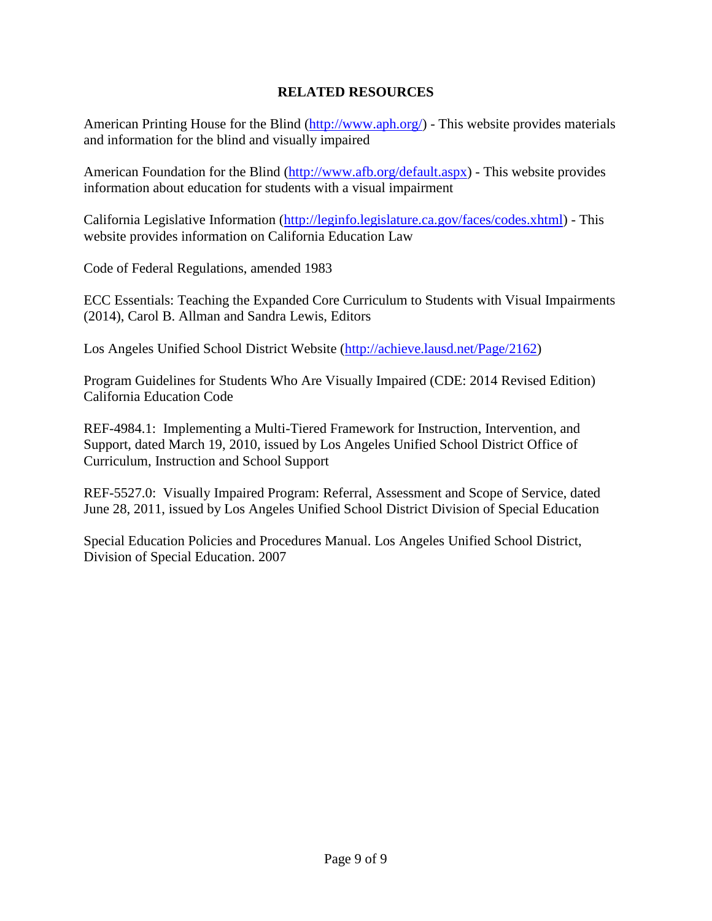## RELATED RESOURCES

American Printing House for the Blind (http://www.aph.org/) - This website provides materials and information for the blind and visually impaired

American Foundation for the Blind (http://www.afb.org/default.aspx) - This website provides information about education for students with a visual impairment

California Legislative Information (http://leginfo.legislature.ca.gov/faces/codes.xhtml) - This website provides information on California Education Law

Code of Federal Regulations, amended 1983

ECC Essentials: Teaching the Expanded Core Curriculum to Students with Visual Impairments (2014), Carol B. Allman and Sandra Lewis, Editors

Los Angeles Unified School District Website (http://achieve.lausd.net/Page/2162)

Program Guidelines for Students Who Are Visually Impaired (CDE: 2014 Revised Edition) California Education Code

REF-4984.1: Implementing a Multi-Tiered Framework for Instruction, Intervention, and Support, dated March 19, 2010, issued by Los Angeles Unified School District Office of Curriculum, Instruction and School Support

REF-5527.0: Visually Impaired Program: Referral, Assessment and Scope of Service, dated June 28, 2011, issued by Los Angeles Unified School District Division of Special Education

Special Education Policies and Procedures Manual. Los Angeles Unified School District, Division of Special Education. 2007